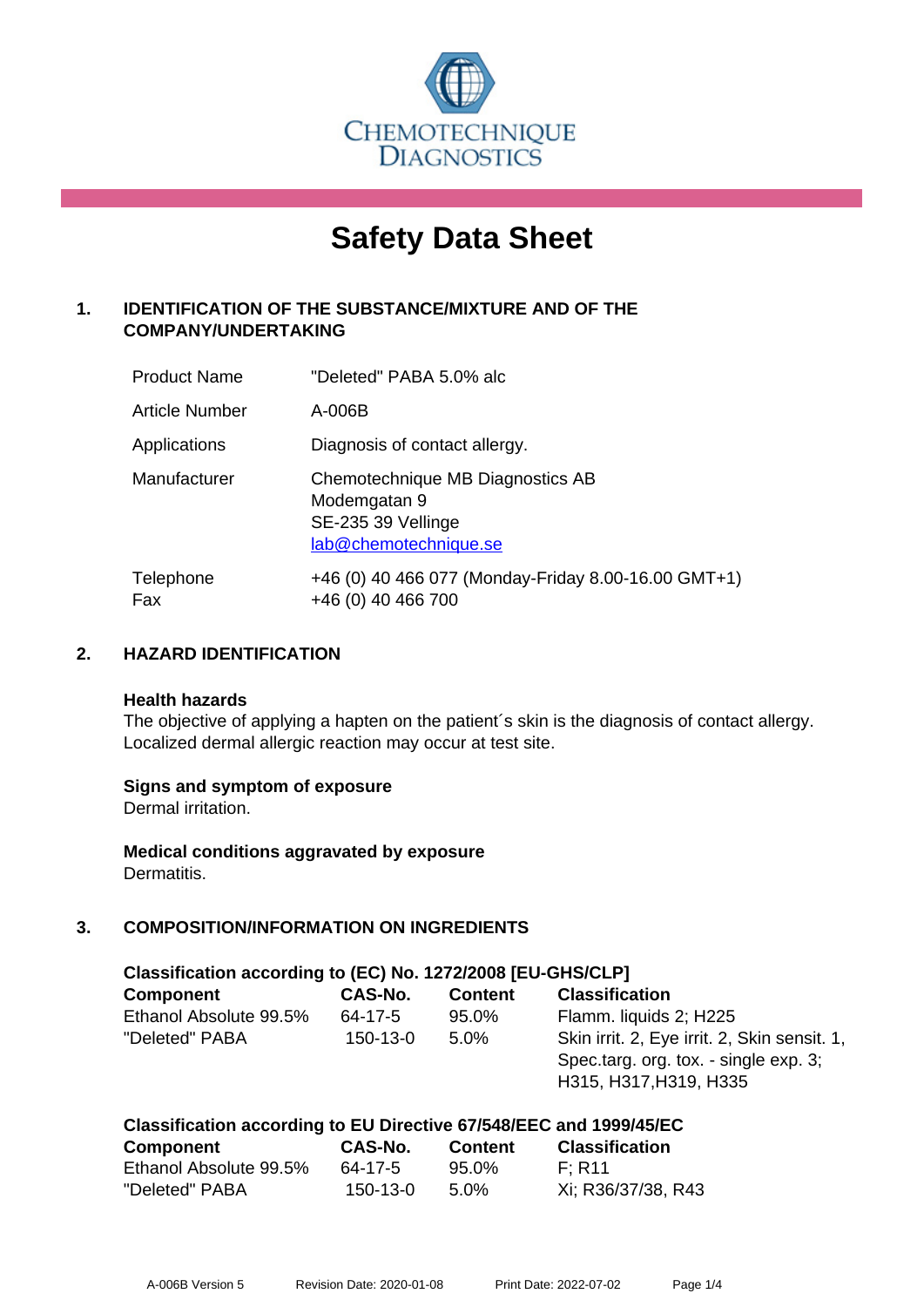CHEMOTECHNIQUE DIAGNOSTICS

# Safety Data Sheet

## 1. IDENTIFICATION OF THE SUBSTANCE/MIXTURE AND OF THE COMPANY/UNDERTAKING

| | |
|---|---|
| Product Name | "Deleted" PABA 5.0% alc |
| Article Number | A-006B |
| Applications | Diagnosis of contact allergy. |
| Manufacturer | Chemotechnique MB Diagnostics AB<br>Modemgatan 9<br>SE-235 39 Vellinge<br>lab@chemotechnique.se |
| Telephone<br>Fax | +46 (0) 40 466 077 (Monday-Friday 8.00-16.00 GMT+1)<br>+46 (0) 40 466 700 |

## 2. HAZARD IDENTIFICATION

**Health hazards**

The objective of applying a hapten on the patient´s skin is the diagnosis of contact allergy. Localized dermal allergic reaction may occur at test site.

**Signs and symptom of exposure**

Dermal irritation.

**Medical conditions aggravated by exposure**

Dermatitis.

## 3. COMPOSITION/INFORMATION ON INGREDIENTS

**Classification according to (EC) No. 1272/2008 [EU-GHS/CLP]**

| Component | CAS-No. | Content | Classification |
|---|---|---|---|
| Ethanol Absolute 99.5% | 64-17-5 | 95.0% | Flamm. liquids 2; H225 |
| "Deleted" PABA | 150-13-0 | 5.0% | Skin irrit. 2, Eye irrit. 2, Skin sensit. 1, Spec.targ. org. tox. - single exp. 3; H315, H317,H319, H335 |

**Classification according to EU Directive 67/548/EEC and 1999/45/EC**

| Component | CAS-No. | Content | Classification |
|---|---|---|---|
| Ethanol Absolute 99.5% | 64-17-5 | 95.0% | F; R11 |
| "Deleted" PABA | 150-13-0 | 5.0% | Xi; R36/37/38, R43 |

A-006B Version 5 Revision Date: 2020-01-08 Print Date: 2022-07-02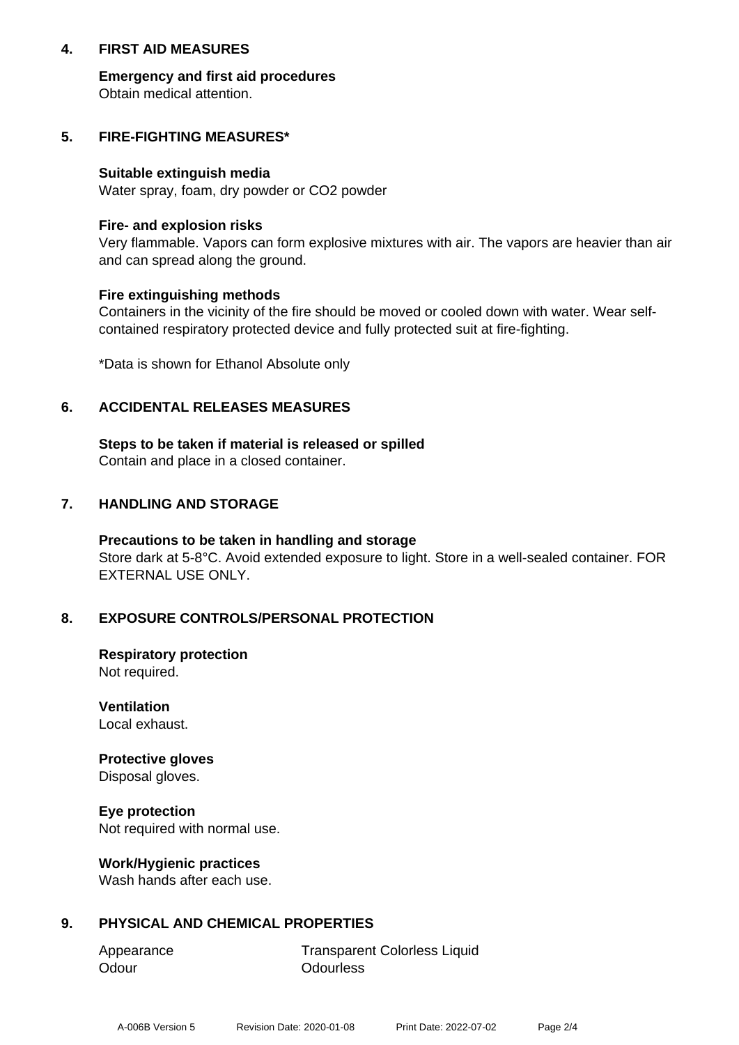## 4. FIRST AID MEASURES

**Emergency and first aid procedures**
Obtain medical attention.

## 5. FIRE-FIGHTING MEASURES*

**Suitable extinguish media**
Water spray, foam, dry powder or CO2 powder

**Fire- and explosion risks**
Very flammable. Vapors can form explosive mixtures with air. The vapors are heavier than air and can spread along the ground.

**Fire extinguishing methods**
Containers in the vicinity of the fire should be moved or cooled down with water. Wear self-contained respiratory protected device and fully protected suit at fire-fighting.

*Data is shown for Ethanol Absolute only

## 6. ACCIDENTAL RELEASES MEASURES

**Steps to be taken if material is released or spilled**
Contain and place in a closed container.

## 7. HANDLING AND STORAGE

**Precautions to be taken in handling and storage**
Store dark at 5-8°C. Avoid extended exposure to light. Store in a well-sealed container. FOR EXTERNAL USE ONLY.

## 8. EXPOSURE CONTROLS/PERSONAL PROTECTION

**Respiratory protection**
Not required.

**Ventilation**
Local exhaust.

**Protective gloves**
Disposal gloves.

**Eye protection**
Not required with normal use.

**Work/Hygienic practices**
Wash hands after each use.

## 9. PHYSICAL AND CHEMICAL PROPERTIES

| | |
|---|---|
| Appearance | Transparent Colorless Liquid |
| Odour | Odourless |

A-006B Version 5 Revision Date: 2020-01-08 Print Date: 2022-07-02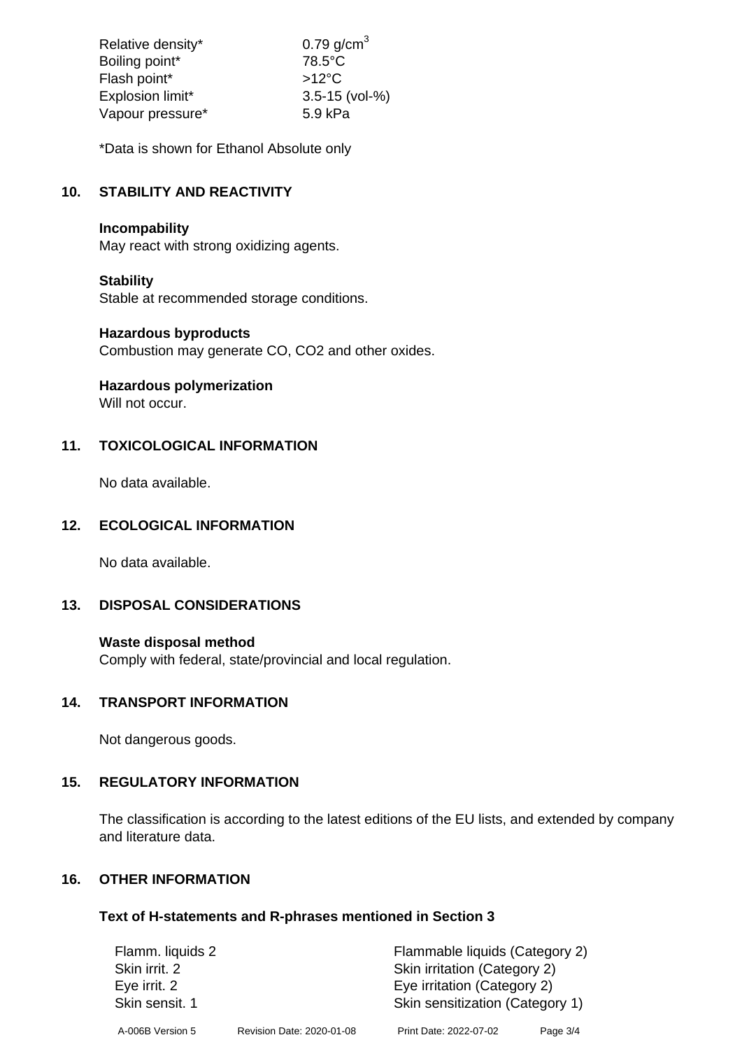| | |
|---|---|
| Relative density* | 0.79 g/cm$^3$ |
| Boiling point* | 78.5°C |
| Flash point* | >12°C |
| Explosion limit* | 3.5-15 (vol-%) |
| Vapour pressure* | 5.9 kPa |

*Data is shown for Ethanol Absolute only

## 10. STABILITY AND REACTIVITY

**Incompability**
May react with strong oxidizing agents.

**Stability**
Stable at recommended storage conditions.

**Hazardous byproducts**
Combustion may generate CO, $CO_2$ and other oxides.

**Hazardous polymerization**
Will not occur.

## 11. TOXICOLOGICAL INFORMATION

No data available.

## 12. ECOLOGICAL INFORMATION

No data available.

## 13. DISPOSAL CONSIDERATIONS

**Waste disposal method**
Comply with federal, state/provincial and local regulation.

## 14. TRANSPORT INFORMATION

Not dangerous goods.

## 15. REGULATORY INFORMATION

The classification is according to the latest editions of the EU lists, and extended by company and literature data.

## 16. OTHER INFORMATION

### Text of H-statements and R-phrases mentioned in Section 3

| | |
|---|---|
| Flamm. liquids 2 | Flammable liquids (Category 2) |
| Skin irrit. 2 | Skin irritation (Category 2) |
| Eye irrit. 2 | Eye irritation (Category 2) |
| Skin sensit. 1 | Skin sensitization (Category 1) |

A-006B Version 5 Revision Date: 2020-01-08 Print Date: 2022-07-02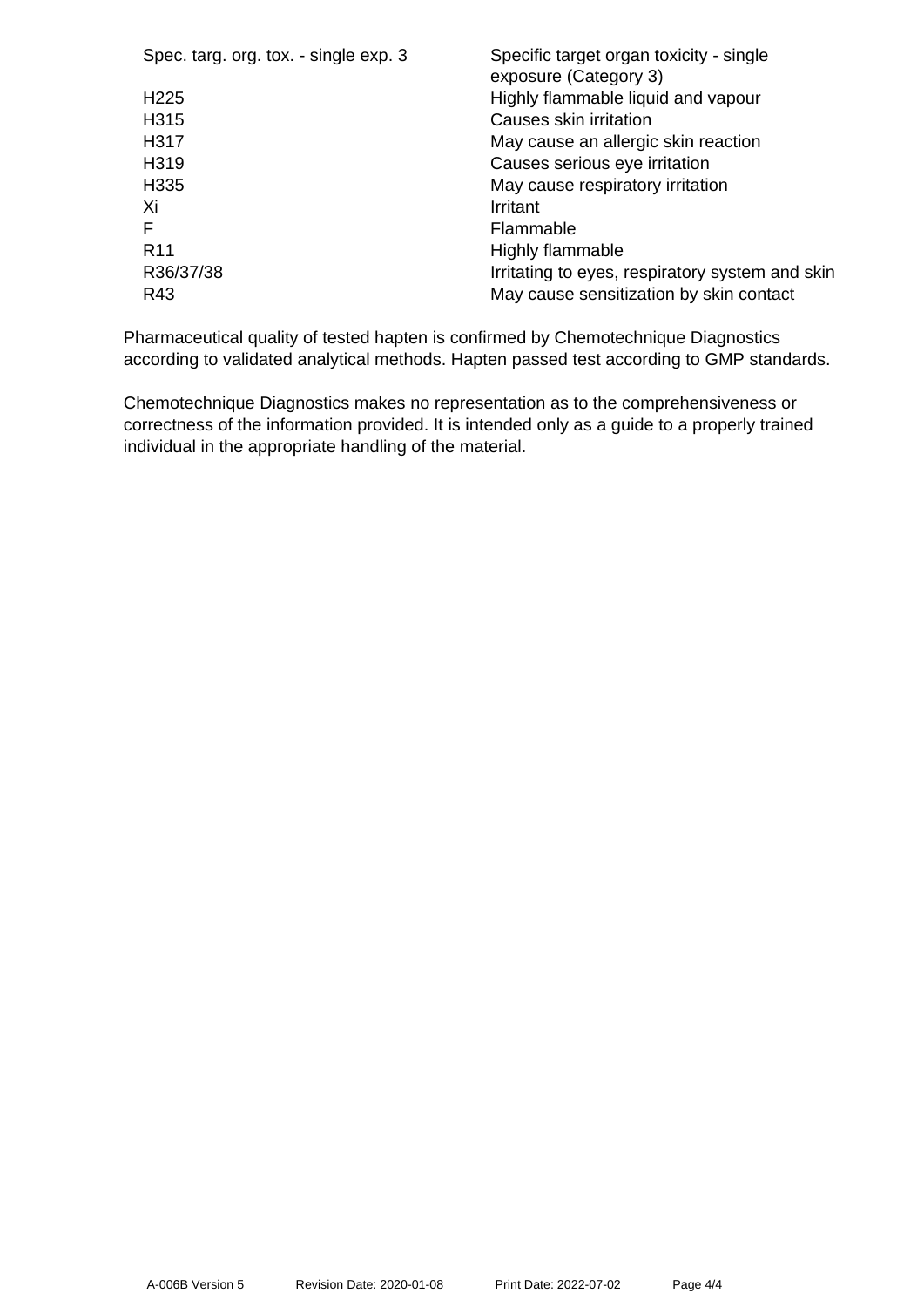| | |
|---|---|
| Spec. targ. org. tox. - single exp. 3 | Specific target organ toxicity - single exposure (Category 3) |
| H225 | Highly flammable liquid and vapour |
| H315 | Causes skin irritation |
| H317 | May cause an allergic skin reaction |
| H319 | Causes serious eye irritation |
| H335 | May cause respiratory irritation |
| Xi | Irritant |
| F | Flammable |
| R11 | Highly flammable |
| R36/37/38 | Irritating to eyes, respiratory system and skin |
| R43 | May cause sensitization by skin contact |

Pharmaceutical quality of tested hapten is confirmed by Chemotechnique Diagnostics according to validated analytical methods. Hapten passed test according to GMP standards.

Chemotechnique Diagnostics makes no representation as to the comprehensiveness or correctness of the information provided. It is intended only as a guide to a properly trained individual in the appropriate handling of the material.